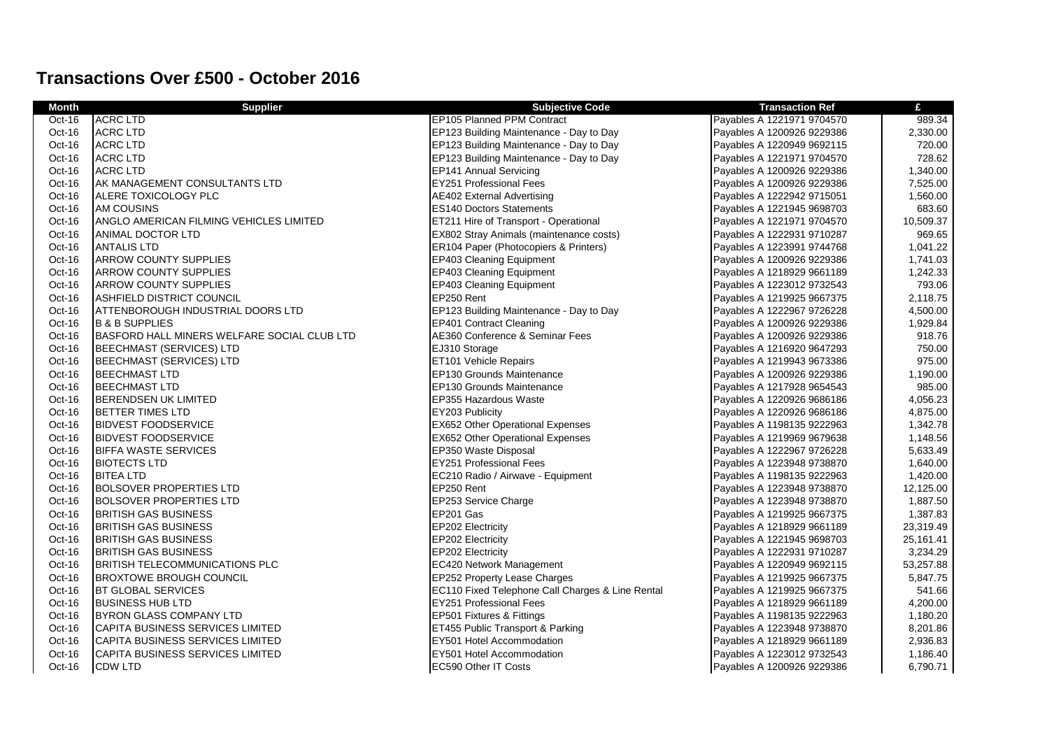# Transactions Over £500 - October 2016

| Month | Supplier | Subjective Code | Transaction Ref | £ |
|---|---|---|---|---|
| Oct-16 | ACRC LTD | EP105 Planned PPM Contract | Payables A 1221971 9704570 | 989.34 |
| Oct-16 | ACRC LTD | EP123 Building Maintenance - Day to Day | Payables A 1200926 9229386 | 2,330.00 |
| Oct-16 | ACRC LTD | EP123 Building Maintenance - Day to Day | Payables A 1220949 9692115 | 720.00 |
| Oct-16 | ACRC LTD | EP123 Building Maintenance - Day to Day | Payables A 1221971 9704570 | 728.62 |
| Oct-16 | ACRC LTD | EP141 Annual Servicing | Payables A 1200926 9229386 | 1,340.00 |
| Oct-16 | AK MANAGEMENT CONSULTANTS LTD | EY251 Professional Fees | Payables A 1200926 9229386 | 7,525.00 |
| Oct-16 | ALERE TOXICOLOGY PLC | AE402 External Advertising | Payables A 1222942 9715051 | 1,560.00 |
| Oct-16 | AM COUSINS | ES140 Doctors Statements | Payables A 1221945 9698703 | 683.60 |
| Oct-16 | ANGLO AMERICAN FILMING VEHICLES LIMITED | ET211 Hire of Transport - Operational | Payables A 1221971 9704570 | 10,509.37 |
| Oct-16 | ANIMAL DOCTOR LTD | EX802 Stray Animals (maintenance costs) | Payables A 1222931 9710287 | 969.65 |
| Oct-16 | ANTALIS LTD | ER104 Paper (Photocopiers & Printers) | Payables A 1223991 9744768 | 1,041.22 |
| Oct-16 | ARROW COUNTY SUPPLIES | EP403 Cleaning Equipment | Payables A 1200926 9229386 | 1,741.03 |
| Oct-16 | ARROW COUNTY SUPPLIES | EP403 Cleaning Equipment | Payables A 1218929 9661189 | 1,242.33 |
| Oct-16 | ARROW COUNTY SUPPLIES | EP403 Cleaning Equipment | Payables A 1223012 9732543 | 793.06 |
| Oct-16 | ASHFIELD DISTRICT COUNCIL | EP250 Rent | Payables A 1219925 9667375 | 2,118.75 |
| Oct-16 | ATTENBOROUGH INDUSTRIAL DOORS LTD | EP123 Building Maintenance - Day to Day | Payables A 1222967 9726228 | 4,500.00 |
| Oct-16 | B & B SUPPLIES | EP401 Contract Cleaning | Payables A 1200926 9229386 | 1,929.84 |
| Oct-16 | BASFORD HALL MINERS WELFARE SOCIAL CLUB LTD | AE360 Conference & Seminar Fees | Payables A 1200926 9229386 | 918.76 |
| Oct-16 | BEECHMAST (SERVICES) LTD | EJ310 Storage | Payables A 1216920 9647293 | 750.00 |
| Oct-16 | BEECHMAST (SERVICES) LTD | ET101 Vehicle Repairs | Payables A 1219943 9673386 | 975.00 |
| Oct-16 | BEECHMAST LTD | EP130 Grounds Maintenance | Payables A 1200926 9229386 | 1,190.00 |
| Oct-16 | BEECHMAST LTD | EP130 Grounds Maintenance | Payables A 1217928 9654543 | 985.00 |
| Oct-16 | BERENDSEN UK LIMITED | EP355 Hazardous Waste | Payables A 1220926 9686186 | 4,056.23 |
| Oct-16 | BETTER TIMES LTD | EY203 Publicity | Payables A 1220926 9686186 | 4,875.00 |
| Oct-16 | BIDVEST FOODSERVICE | EX652 Other Operational Expenses | Payables A 1198135 9222963 | 1,342.78 |
| Oct-16 | BIDVEST FOODSERVICE | EX652 Other Operational Expenses | Payables A 1219969 9679638 | 1,148.56 |
| Oct-16 | BIFFA WASTE SERVICES | EP350 Waste Disposal | Payables A 1222967 9726228 | 5,633.49 |
| Oct-16 | BIOTECTS LTD | EY251 Professional Fees | Payables A 1223948 9738870 | 1,640.00 |
| Oct-16 | BITEA LTD | EC210 Radio / Airwave - Equipment | Payables A 1198135 9222963 | 1,420.00 |
| Oct-16 | BOLSOVER PROPERTIES LTD | EP250 Rent | Payables A 1223948 9738870 | 12,125.00 |
| Oct-16 | BOLSOVER PROPERTIES LTD | EP253 Service Charge | Payables A 1223948 9738870 | 1,887.50 |
| Oct-16 | BRITISH GAS BUSINESS | EP201 Gas | Payables A 1219925 9667375 | 1,387.83 |
| Oct-16 | BRITISH GAS BUSINESS | EP202 Electricity | Payables A 1218929 9661189 | 23,319.49 |
| Oct-16 | BRITISH GAS BUSINESS | EP202 Electricity | Payables A 1221945 9698703 | 25,161.41 |
| Oct-16 | BRITISH GAS BUSINESS | EP202 Electricity | Payables A 1222931 9710287 | 3,234.29 |
| Oct-16 | BRITISH TELECOMMUNICATIONS PLC | EC420 Network Management | Payables A 1220949 9692115 | 53,257.88 |
| Oct-16 | BROXTOWE BROUGH COUNCIL | EP252 Property Lease Charges | Payables A 1219925 9667375 | 5,847.75 |
| Oct-16 | BT GLOBAL SERVICES | EC110 Fixed Telephone Call Charges & Line Rental | Payables A 1219925 9667375 | 541.66 |
| Oct-16 | BUSINESS HUB LTD | EY251 Professional Fees | Payables A 1218929 9661189 | 4,200.00 |
| Oct-16 | BYRON GLASS COMPANY LTD | EP501 Fixtures & Fittings | Payables A 1198135 9222963 | 1,180.20 |
| Oct-16 | CAPITA BUSINESS SERVICES LIMITED | ET455 Public Transport & Parking | Payables A 1223948 9738870 | 8,201.86 |
| Oct-16 | CAPITA BUSINESS SERVICES LIMITED | EY501 Hotel Accommodation | Payables A 1218929 9661189 | 2,936.83 |
| Oct-16 | CAPITA BUSINESS SERVICES LIMITED | EY501 Hotel Accommodation | Payables A 1223012 9732543 | 1,186.40 |
| Oct-16 | CDW LTD | EC590 Other IT Costs | Payables A 1200926 9229386 | 6,790.71 |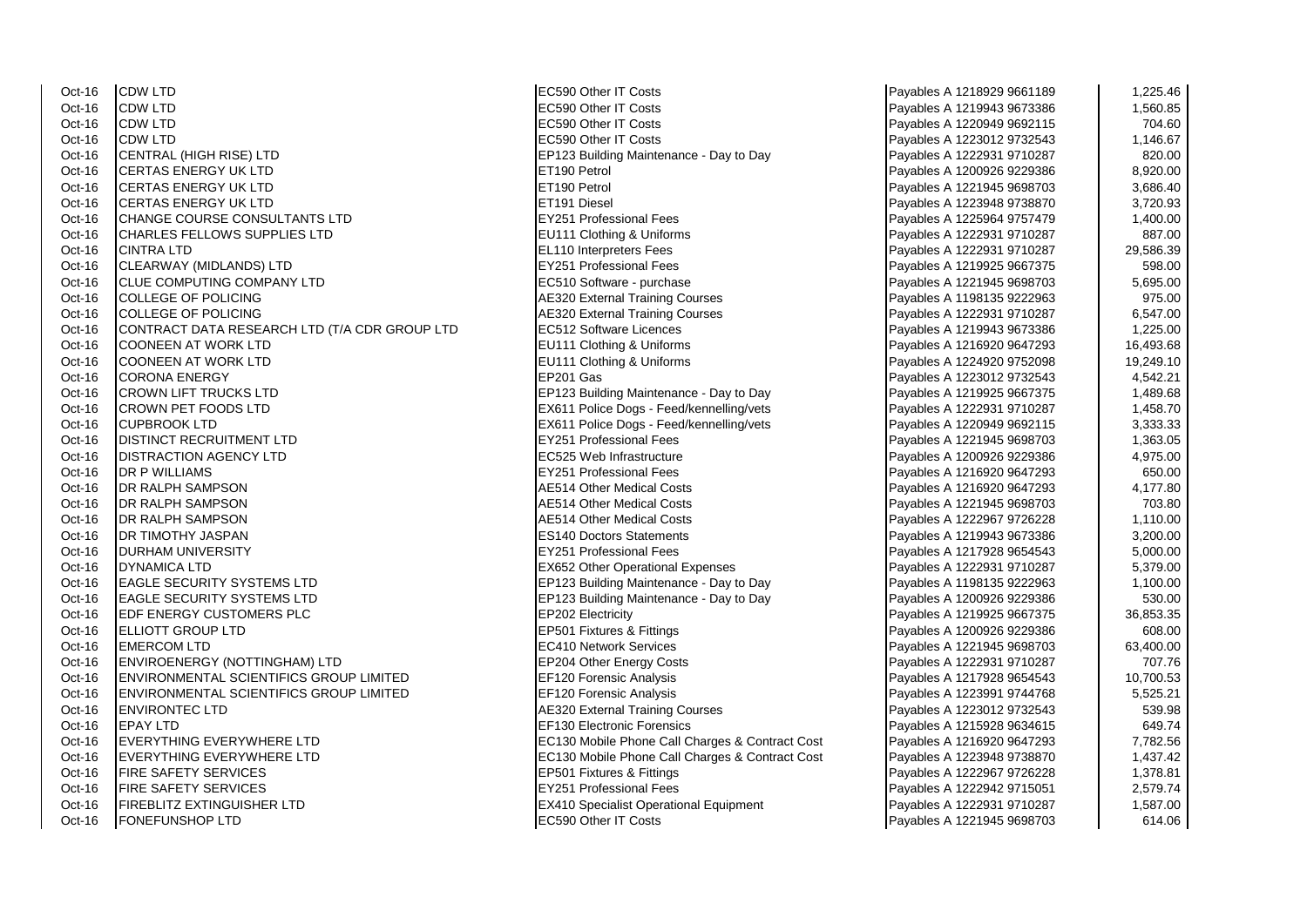| | | | | |
|---|---|---|---|---|
| Oct-16 | CDW LTD | EC590 Other IT Costs | Payables A 1218929 9661189 | 1,225.46 |
| Oct-16 | CDW LTD | EC590 Other IT Costs | Payables A 1219943 9673386 | 1,560.85 |
| Oct-16 | CDW LTD | EC590 Other IT Costs | Payables A 1220949 9692115 | 704.60 |
| Oct-16 | CDW LTD | EC590 Other IT Costs | Payables A 1223012 9732543 | 1,146.67 |
| Oct-16 | CENTRAL (HIGH RISE) LTD | EP123 Building Maintenance - Day to Day | Payables A 1222931 9710287 | 820.00 |
| Oct-16 | CERTAS ENERGY UK LTD | ET190 Petrol | Payables A 1200926 9229386 | 8,920.00 |
| Oct-16 | CERTAS ENERGY UK LTD | ET190 Petrol | Payables A 1221945 9698703 | 3,686.40 |
| Oct-16 | CERTAS ENERGY UK LTD | ET191 Diesel | Payables A 1223948 9738870 | 3,720.93 |
| Oct-16 | CHANGE COURSE CONSULTANTS LTD | EY251 Professional Fees | Payables A 1225964 9757479 | 1,400.00 |
| Oct-16 | CHARLES FELLOWS SUPPLIES LTD | EU111 Clothing & Uniforms | Payables A 1222931 9710287 | 887.00 |
| Oct-16 | CINTRA LTD | EL110 Interpreters Fees | Payables A 1222931 9710287 | 29,586.39 |
| Oct-16 | CLEARWAY (MIDLANDS) LTD | EY251 Professional Fees | Payables A 1219925 9667375 | 598.00 |
| Oct-16 | CLUE COMPUTING COMPANY LTD | EC510 Software - purchase | Payables A 1221945 9698703 | 5,695.00 |
| Oct-16 | COLLEGE OF POLICING | AE320 External Training Courses | Payables A 1198135 9222963 | 975.00 |
| Oct-16 | COLLEGE OF POLICING | AE320 External Training Courses | Payables A 1222931 9710287 | 6,547.00 |
| Oct-16 | CONTRACT DATA RESEARCH LTD (T/A CDR GROUP LTD | EC512 Software Licences | Payables A 1219943 9673386 | 1,225.00 |
| Oct-16 | COONEEN AT WORK LTD | EU111 Clothing & Uniforms | Payables A 1216920 9647293 | 16,493.68 |
| Oct-16 | COONEEN AT WORK LTD | EU111 Clothing & Uniforms | Payables A 1224920 9752098 | 19,249.10 |
| Oct-16 | CORONA ENERGY | EP201 Gas | Payables A 1223012 9732543 | 4,542.21 |
| Oct-16 | CROWN LIFT TRUCKS LTD | EP123 Building Maintenance - Day to Day | Payables A 1219925 9667375 | 1,489.68 |
| Oct-16 | CROWN PET FOODS LTD | EX611 Police Dogs - Feed/kennelling/vets | Payables A 1222931 9710287 | 1,458.70 |
| Oct-16 | CUPBROOK LTD | EX611 Police Dogs - Feed/kennelling/vets | Payables A 1220949 9692115 | 3,333.33 |
| Oct-16 | DISTINCT RECRUITMENT LTD | EY251 Professional Fees | Payables A 1221945 9698703 | 1,363.05 |
| Oct-16 | DISTRACTION AGENCY LTD | EC525 Web Infrastructure | Payables A 1200926 9229386 | 4,975.00 |
| Oct-16 | DR P WILLIAMS | EY251 Professional Fees | Payables A 1216920 9647293 | 650.00 |
| Oct-16 | DR RALPH SAMPSON | AE514 Other Medical Costs | Payables A 1216920 9647293 | 4,177.80 |
| Oct-16 | DR RALPH SAMPSON | AE514 Other Medical Costs | Payables A 1221945 9698703 | 703.80 |
| Oct-16 | DR RALPH SAMPSON | AE514 Other Medical Costs | Payables A 1222967 9726228 | 1,110.00 |
| Oct-16 | DR TIMOTHY JASPAN | ES140 Doctors Statements | Payables A 1219943 9673386 | 3,200.00 |
| Oct-16 | DURHAM UNIVERSITY | EY251 Professional Fees | Payables A 1217928 9654543 | 5,000.00 |
| Oct-16 | DYNAMICA LTD | EX652 Other Operational Expenses | Payables A 1222931 9710287 | 5,379.00 |
| Oct-16 | EAGLE SECURITY SYSTEMS LTD | EP123 Building Maintenance - Day to Day | Payables A 1198135 9222963 | 1,100.00 |
| Oct-16 | EAGLE SECURITY SYSTEMS LTD | EP123 Building Maintenance - Day to Day | Payables A 1200926 9229386 | 530.00 |
| Oct-16 | EDF ENERGY CUSTOMERS PLC | EP202 Electricity | Payables A 1219925 9667375 | 36,853.35 |
| Oct-16 | ELLIOTT GROUP LTD | EP501 Fixtures & Fittings | Payables A 1200926 9229386 | 608.00 |
| Oct-16 | EMERCOM LTD | EC410 Network Services | Payables A 1221945 9698703 | 63,400.00 |
| Oct-16 | ENVIROENERGY (NOTTINGHAM) LTD | EP204 Other Energy Costs | Payables A 1222931 9710287 | 707.76 |
| Oct-16 | ENVIRONMENTAL SCIENTIFICS GROUP LIMITED | EF120 Forensic Analysis | Payables A 1217928 9654543 | 10,700.53 |
| Oct-16 | ENVIRONMENTAL SCIENTIFICS GROUP LIMITED | EF120 Forensic Analysis | Payables A 1223991 9744768 | 5,525.21 |
| Oct-16 | ENVIRONTEC LTD | AE320 External Training Courses | Payables A 1223012 9732543 | 539.98 |
| Oct-16 | EPAY LTD | EF130 Electronic Forensics | Payables A 1215928 9634615 | 649.74 |
| Oct-16 | EVERYTHING EVERYWHERE LTD | EC130 Mobile Phone Call Charges & Contract Cost | Payables A 1216920 9647293 | 7,782.56 |
| Oct-16 | EVERYTHING EVERYWHERE LTD | EC130 Mobile Phone Call Charges & Contract Cost | Payables A 1223948 9738870 | 1,437.42 |
| Oct-16 | FIRE SAFETY SERVICES | EP501 Fixtures & Fittings | Payables A 1222967 9726228 | 1,378.81 |
| Oct-16 | FIRE SAFETY SERVICES | EY251 Professional Fees | Payables A 1222942 9715051 | 2,579.74 |
| Oct-16 | FIREBLITZ EXTINGUISHER LTD | EX410 Specialist Operational Equipment | Payables A 1222931 9710287 | 1,587.00 |
| Oct-16 | FONEFUNSHOP LTD | EC590 Other IT Costs | Payables A 1221945 9698703 | 614.06 |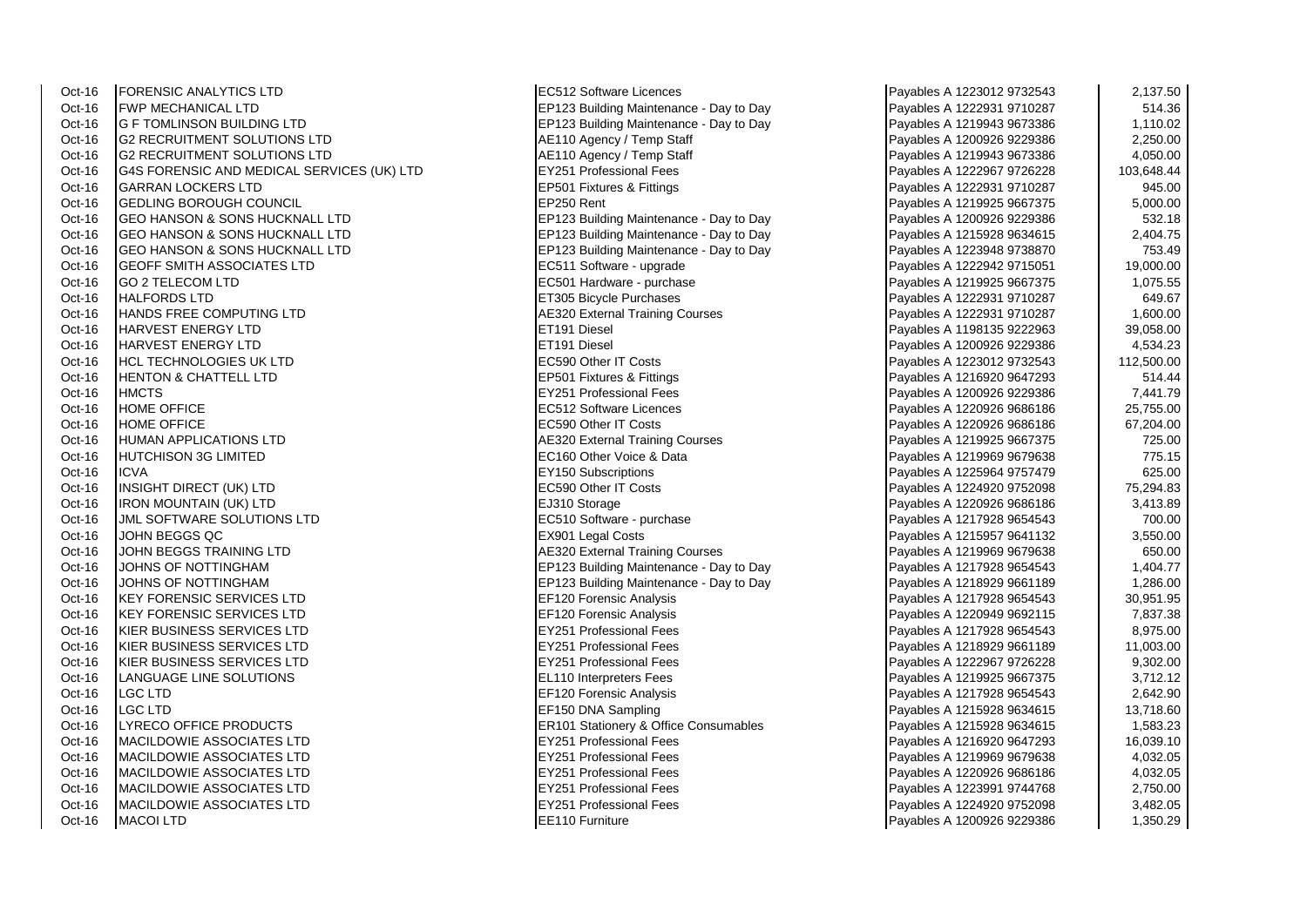| | | | | |
|---|---|---|---|---|
| Oct-16 | FORENSIC ANALYTICS LTD | EC512 Software Licences | Payables A 1223012 9732543 | 2,137.50 |
| Oct-16 | FWP MECHANICAL LTD | EP123 Building Maintenance - Day to Day | Payables A 1222931 9710287 | 514.36 |
| Oct-16 | G F TOMLINSON BUILDING LTD | EP123 Building Maintenance - Day to Day | Payables A 1219943 9673386 | 1,110.02 |
| Oct-16 | G2 RECRUITMENT SOLUTIONS LTD | AE110 Agency / Temp Staff | Payables A 1200926 9229386 | 2,250.00 |
| Oct-16 | G2 RECRUITMENT SOLUTIONS LTD | AE110 Agency / Temp Staff | Payables A 1219943 9673386 | 4,050.00 |
| Oct-16 | G4S FORENSIC AND MEDICAL SERVICES (UK) LTD | EY251 Professional Fees | Payables A 1222967 9726228 | 103,648.44 |
| Oct-16 | GARRAN LOCKERS LTD | EP501 Fixtures & Fittings | Payables A 1222931 9710287 | 945.00 |
| Oct-16 | GEDLING BOROUGH COUNCIL | EP250 Rent | Payables A 1219925 9667375 | 5,000.00 |
| Oct-16 | GEO HANSON & SONS HUCKNALL LTD | EP123 Building Maintenance - Day to Day | Payables A 1200926 9229386 | 532.18 |
| Oct-16 | GEO HANSON & SONS HUCKNALL LTD | EP123 Building Maintenance - Day to Day | Payables A 1215928 9634615 | 2,404.75 |
| Oct-16 | GEO HANSON & SONS HUCKNALL LTD | EP123 Building Maintenance - Day to Day | Payables A 1223948 9738870 | 753.49 |
| Oct-16 | GEOFF SMITH ASSOCIATES LTD | EC511 Software - upgrade | Payables A 1222942 9715051 | 19,000.00 |
| Oct-16 | GO 2 TELECOM LTD | EC501 Hardware - purchase | Payables A 1219925 9667375 | 1,075.55 |
| Oct-16 | HALFORDS LTD | ET305 Bicycle Purchases | Payables A 1222931 9710287 | 649.67 |
| Oct-16 | HANDS FREE COMPUTING LTD | AE320 External Training Courses | Payables A 1222931 9710287 | 1,600.00 |
| Oct-16 | HARVEST ENERGY LTD | ET191 Diesel | Payables A 1198135 9222963 | 39,058.00 |
| Oct-16 | HARVEST ENERGY LTD | ET191 Diesel | Payables A 1200926 9229386 | 4,534.23 |
| Oct-16 | HCL TECHNOLOGIES UK LTD | EC590 Other IT Costs | Payables A 1223012 9732543 | 112,500.00 |
| Oct-16 | HENTON & CHATTELL LTD | EP501 Fixtures & Fittings | Payables A 1216920 9647293 | 514.44 |
| Oct-16 | HMCTS | EY251 Professional Fees | Payables A 1200926 9229386 | 7,441.79 |
| Oct-16 | HOME OFFICE | EC512 Software Licences | Payables A 1220926 9686186 | 25,755.00 |
| Oct-16 | HOME OFFICE | EC590 Other IT Costs | Payables A 1220926 9686186 | 67,204.00 |
| Oct-16 | HUMAN APPLICATIONS LTD | AE320 External Training Courses | Payables A 1219925 9667375 | 725.00 |
| Oct-16 | HUTCHISON 3G LIMITED | EC160 Other Voice & Data | Payables A 1219969 9679638 | 775.15 |
| Oct-16 | ICVA | EY150 Subscriptions | Payables A 1225964 9757479 | 625.00 |
| Oct-16 | INSIGHT DIRECT (UK) LTD | EC590 Other IT Costs | Payables A 1224920 9752098 | 75,294.83 |
| Oct-16 | IRON MOUNTAIN (UK) LTD | EJ310 Storage | Payables A 1220926 9686186 | 3,413.89 |
| Oct-16 | JML SOFTWARE SOLUTIONS LTD | EC510 Software - purchase | Payables A 1217928 9654543 | 700.00 |
| Oct-16 | JOHN BEGGS QC | EX901 Legal Costs | Payables A 1215957 9641132 | 3,550.00 |
| Oct-16 | JOHN BEGGS TRAINING LTD | AE320 External Training Courses | Payables A 1219969 9679638 | 650.00 |
| Oct-16 | JOHNS OF NOTTINGHAM | EP123 Building Maintenance - Day to Day | Payables A 1217928 9654543 | 1,404.77 |
| Oct-16 | JOHNS OF NOTTINGHAM | EP123 Building Maintenance - Day to Day | Payables A 1218929 9661189 | 1,286.00 |
| Oct-16 | KEY FORENSIC SERVICES LTD | EF120 Forensic Analysis | Payables A 1217928 9654543 | 30,951.95 |
| Oct-16 | KEY FORENSIC SERVICES LTD | EF120 Forensic Analysis | Payables A 1220949 9692115 | 7,837.38 |
| Oct-16 | KIER BUSINESS SERVICES LTD | EY251 Professional Fees | Payables A 1217928 9654543 | 8,975.00 |
| Oct-16 | KIER BUSINESS SERVICES LTD | EY251 Professional Fees | Payables A 1218929 9661189 | 11,003.00 |
| Oct-16 | KIER BUSINESS SERVICES LTD | EY251 Professional Fees | Payables A 1222967 9726228 | 9,302.00 |
| Oct-16 | LANGUAGE LINE SOLUTIONS | EL110 Interpreters Fees | Payables A 1219925 9667375 | 3,712.12 |
| Oct-16 | LGC LTD | EF120 Forensic Analysis | Payables A 1217928 9654543 | 2,642.90 |
| Oct-16 | LGC LTD | EF150 DNA Sampling | Payables A 1215928 9634615 | 13,718.60 |
| Oct-16 | LYRECO OFFICE PRODUCTS | ER101 Stationery & Office Consumables | Payables A 1215928 9634615 | 1,583.23 |
| Oct-16 | MACILDOWIE ASSOCIATES LTD | EY251 Professional Fees | Payables A 1216920 9647293 | 16,039.10 |
| Oct-16 | MACILDOWIE ASSOCIATES LTD | EY251 Professional Fees | Payables A 1219969 9679638 | 4,032.05 |
| Oct-16 | MACILDOWIE ASSOCIATES LTD | EY251 Professional Fees | Payables A 1220926 9686186 | 4,032.05 |
| Oct-16 | MACILDOWIE ASSOCIATES LTD | EY251 Professional Fees | Payables A 1223991 9744768 | 2,750.00 |
| Oct-16 | MACILDOWIE ASSOCIATES LTD | EY251 Professional Fees | Payables A 1224920 9752098 | 3,482.05 |
| Oct-16 | MACOI LTD | EE110 Furniture | Payables A 1200926 9229386 | 1,350.29 |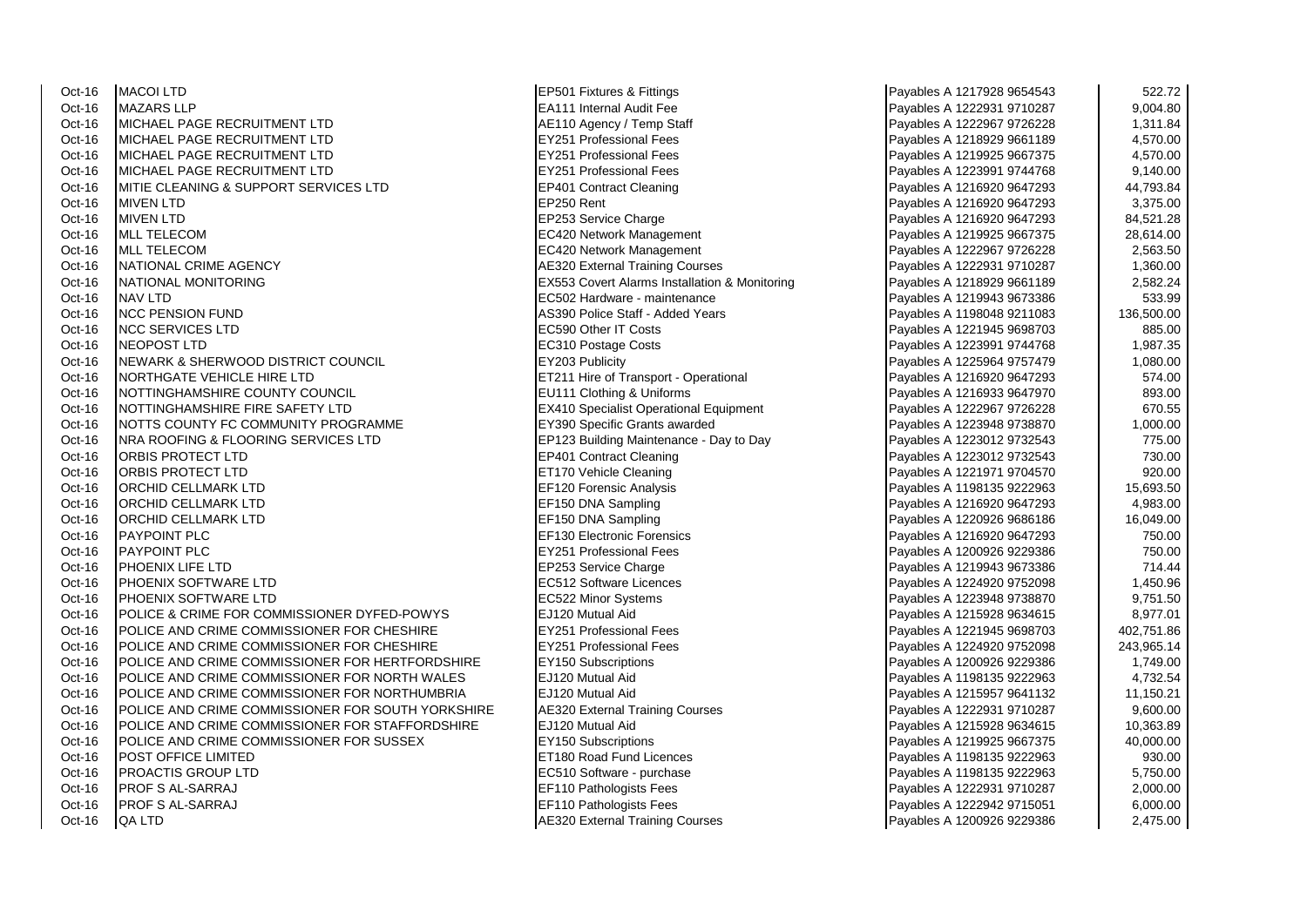| | | | | |
|---|---|---|---|---|
| Oct-16 | MACOI LTD | EP501 Fixtures & Fittings | Payables A 1217928 9654543 | 522.72 |
| Oct-16 | MAZARS LLP | EA111 Internal Audit Fee | Payables A 1222931 9710287 | 9,004.80 |
| Oct-16 | MICHAEL PAGE RECRUITMENT LTD | AE110 Agency / Temp Staff | Payables A 1222967 9726228 | 1,311.84 |
| Oct-16 | MICHAEL PAGE RECRUITMENT LTD | EY251 Professional Fees | Payables A 1218929 9661189 | 4,570.00 |
| Oct-16 | MICHAEL PAGE RECRUITMENT LTD | EY251 Professional Fees | Payables A 1219925 9667375 | 4,570.00 |
| Oct-16 | MICHAEL PAGE RECRUITMENT LTD | EY251 Professional Fees | Payables A 1223991 9744768 | 9,140.00 |
| Oct-16 | MITIE CLEANING & SUPPORT SERVICES LTD | EP401 Contract Cleaning | Payables A 1216920 9647293 | 44,793.84 |
| Oct-16 | MIVEN LTD | EP250 Rent | Payables A 1216920 9647293 | 3,375.00 |
| Oct-16 | MIVEN LTD | EP253 Service Charge | Payables A 1216920 9647293 | 84,521.28 |
| Oct-16 | MLL TELECOM | EC420 Network Management | Payables A 1219925 9667375 | 28,614.00 |
| Oct-16 | MLL TELECOM | EC420 Network Management | Payables A 1222967 9726228 | 2,563.50 |
| Oct-16 | NATIONAL CRIME AGENCY | AE320 External Training Courses | Payables A 1222931 9710287 | 1,360.00 |
| Oct-16 | NATIONAL MONITORING | EX553 Covert Alarms Installation & Monitoring | Payables A 1218929 9661189 | 2,582.24 |
| Oct-16 | NAV LTD | EC502 Hardware - maintenance | Payables A 1219943 9673386 | 533.99 |
| Oct-16 | NCC PENSION FUND | AS390 Police Staff - Added Years | Payables A 1198048 9211083 | 136,500.00 |
| Oct-16 | NCC SERVICES LTD | EC590 Other IT Costs | Payables A 1221945 9698703 | 885.00 |
| Oct-16 | NEOPOST LTD | EC310 Postage Costs | Payables A 1223991 9744768 | 1,987.35 |
| Oct-16 | NEWARK & SHERWOOD DISTRICT COUNCIL | EY203 Publicity | Payables A 1225964 9757479 | 1,080.00 |
| Oct-16 | NORTHGATE VEHICLE HIRE LTD | ET211 Hire of Transport - Operational | Payables A 1216920 9647293 | 574.00 |
| Oct-16 | NOTTINGHAMSHIRE COUNTY COUNCIL | EU111 Clothing & Uniforms | Payables A 1216933 9647970 | 893.00 |
| Oct-16 | NOTTINGHAMSHIRE FIRE SAFETY LTD | EX410 Specialist Operational Equipment | Payables A 1222967 9726228 | 670.55 |
| Oct-16 | NOTTS COUNTY FC COMMUNITY PROGRAMME | EY390 Specific Grants awarded | Payables A 1223948 9738870 | 1,000.00 |
| Oct-16 | NRA ROOFING & FLOORING SERVICES LTD | EP123 Building Maintenance - Day to Day | Payables A 1223012 9732543 | 775.00 |
| Oct-16 | ORBIS PROTECT LTD | EP401 Contract Cleaning | Payables A 1223012 9732543 | 730.00 |
| Oct-16 | ORBIS PROTECT LTD | ET170 Vehicle Cleaning | Payables A 1221971 9704570 | 920.00 |
| Oct-16 | ORCHID CELLMARK LTD | EF120 Forensic Analysis | Payables A 1198135 9222963 | 15,693.50 |
| Oct-16 | ORCHID CELLMARK LTD | EF150 DNA Sampling | Payables A 1216920 9647293 | 4,983.00 |
| Oct-16 | ORCHID CELLMARK LTD | EF150 DNA Sampling | Payables A 1220926 9686186 | 16,049.00 |
| Oct-16 | PAYPOINT PLC | EF130 Electronic Forensics | Payables A 1216920 9647293 | 750.00 |
| Oct-16 | PAYPOINT PLC | EY251 Professional Fees | Payables A 1200926 9229386 | 750.00 |
| Oct-16 | PHOENIX LIFE LTD | EP253 Service Charge | Payables A 1219943 9673386 | 714.44 |
| Oct-16 | PHOENIX SOFTWARE LTD | EC512 Software Licences | Payables A 1224920 9752098 | 1,450.96 |
| Oct-16 | PHOENIX SOFTWARE LTD | EC522 Minor Systems | Payables A 1223948 9738870 | 9,751.50 |
| Oct-16 | POLICE & CRIME FOR COMMISSIONER DYFED-POWYS | EJ120 Mutual Aid | Payables A 1215928 9634615 | 8,977.01 |
| Oct-16 | POLICE AND CRIME COMMISSIONER FOR CHESHIRE | EY251 Professional Fees | Payables A 1221945 9698703 | 402,751.86 |
| Oct-16 | POLICE AND CRIME COMMISSIONER FOR CHESHIRE | EY251 Professional Fees | Payables A 1224920 9752098 | 243,965.14 |
| Oct-16 | POLICE AND CRIME COMMISSIONER FOR HERTFORDSHIRE | EY150 Subscriptions | Payables A 1200926 9229386 | 1,749.00 |
| Oct-16 | POLICE AND CRIME COMMISSIONER FOR NORTH WALES | EJ120 Mutual Aid | Payables A 1198135 9222963 | 4,732.54 |
| Oct-16 | POLICE AND CRIME COMMISSIONER FOR NORTHUMBRIA | EJ120 Mutual Aid | Payables A 1215957 9641132 | 11,150.21 |
| Oct-16 | POLICE AND CRIME COMMISSIONER FOR SOUTH YORKSHIRE | AE320 External Training Courses | Payables A 1222931 9710287 | 9,600.00 |
| Oct-16 | POLICE AND CRIME COMMISSIONER FOR STAFFORDSHIRE | EJ120 Mutual Aid | Payables A 1215928 9634615 | 10,363.89 |
| Oct-16 | POLICE AND CRIME COMMISSIONER FOR SUSSEX | EY150 Subscriptions | Payables A 1219925 9667375 | 40,000.00 |
| Oct-16 | POST OFFICE LIMITED | ET180 Road Fund Licences | Payables A 1198135 9222963 | 930.00 |
| Oct-16 | PROACTIS GROUP LTD | EC510 Software - purchase | Payables A 1198135 9222963 | 5,750.00 |
| Oct-16 | PROF S AL-SARRAJ | EF110 Pathologists Fees | Payables A 1222931 9710287 | 2,000.00 |
| Oct-16 | PROF S AL-SARRAJ | EF110 Pathologists Fees | Payables A 1222942 9715051 | 6,000.00 |
| Oct-16 | QA LTD | AE320 External Training Courses | Payables A 1200926 9229386 | 2,475.00 |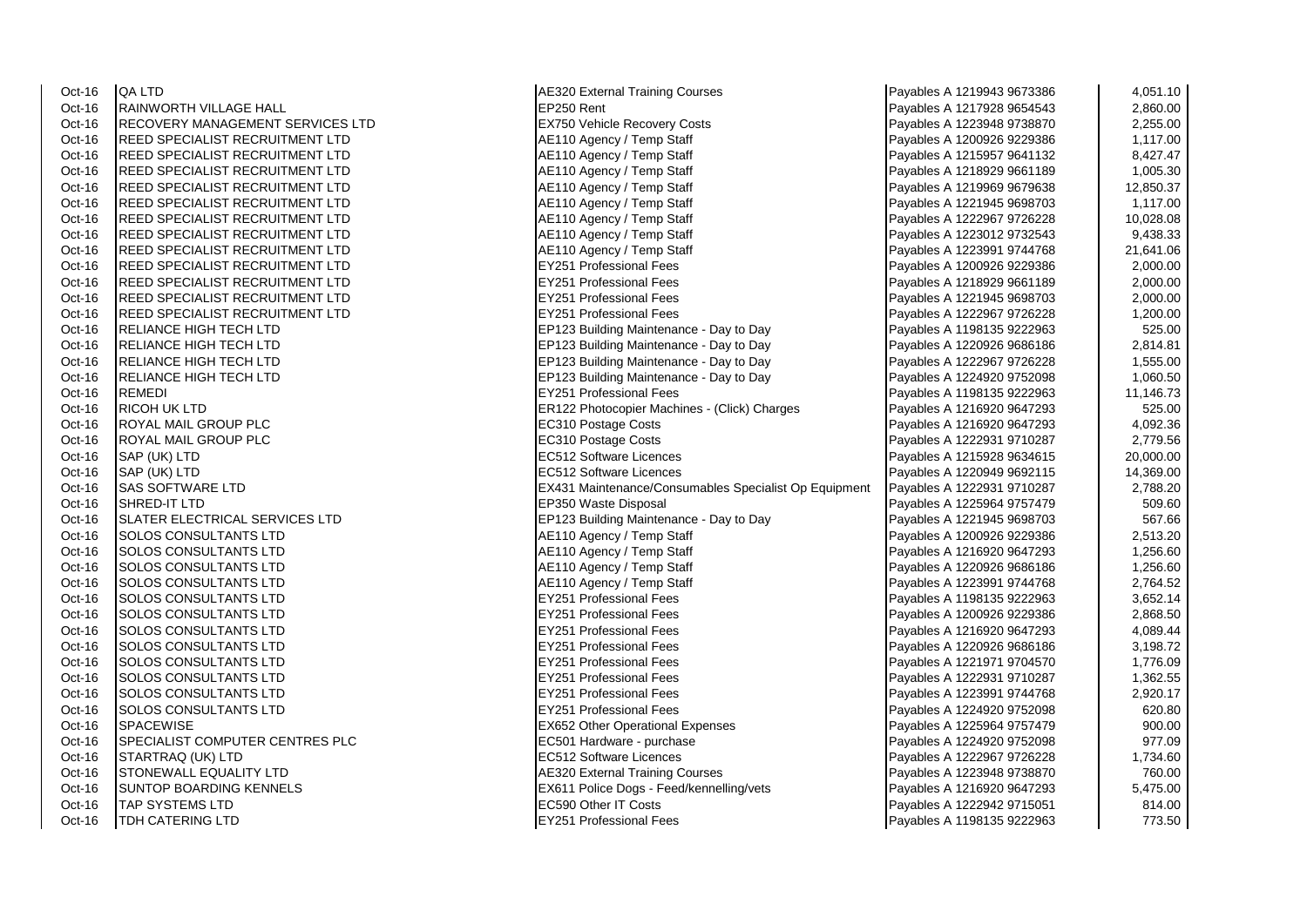| | | | | |
|---|---|---|---|---|
| Oct-16 | QA LTD | AE320 External Training Courses | Payables A 1219943 9673386 | 4,051.10 |
| Oct-16 | RAINWORTH VILLAGE HALL | EP250 Rent | Payables A 1217928 9654543 | 2,860.00 |
| Oct-16 | RECOVERY MANAGEMENT SERVICES LTD | EX750 Vehicle Recovery Costs | Payables A 1223948 9738870 | 2,255.00 |
| Oct-16 | REED SPECIALIST RECRUITMENT LTD | AE110 Agency / Temp Staff | Payables A 1200926 9229386 | 1,117.00 |
| Oct-16 | REED SPECIALIST RECRUITMENT LTD | AE110 Agency / Temp Staff | Payables A 1215957 9641132 | 8,427.47 |
| Oct-16 | REED SPECIALIST RECRUITMENT LTD | AE110 Agency / Temp Staff | Payables A 1218929 9661189 | 1,005.30 |
| Oct-16 | REED SPECIALIST RECRUITMENT LTD | AE110 Agency / Temp Staff | Payables A 1219969 9679638 | 12,850.37 |
| Oct-16 | REED SPECIALIST RECRUITMENT LTD | AE110 Agency / Temp Staff | Payables A 1221945 9698703 | 1,117.00 |
| Oct-16 | REED SPECIALIST RECRUITMENT LTD | AE110 Agency / Temp Staff | Payables A 1222967 9726228 | 10,028.08 |
| Oct-16 | REED SPECIALIST RECRUITMENT LTD | AE110 Agency / Temp Staff | Payables A 1223012 9732543 | 9,438.33 |
| Oct-16 | REED SPECIALIST RECRUITMENT LTD | AE110 Agency / Temp Staff | Payables A 1223991 9744768 | 21,641.06 |
| Oct-16 | REED SPECIALIST RECRUITMENT LTD | EY251 Professional Fees | Payables A 1200926 9229386 | 2,000.00 |
| Oct-16 | REED SPECIALIST RECRUITMENT LTD | EY251 Professional Fees | Payables A 1218929 9661189 | 2,000.00 |
| Oct-16 | REED SPECIALIST RECRUITMENT LTD | EY251 Professional Fees | Payables A 1221945 9698703 | 2,000.00 |
| Oct-16 | REED SPECIALIST RECRUITMENT LTD | EY251 Professional Fees | Payables A 1222967 9726228 | 1,200.00 |
| Oct-16 | RELIANCE HIGH TECH LTD | EP123 Building Maintenance - Day to Day | Payables A 1198135 9222963 | 525.00 |
| Oct-16 | RELIANCE HIGH TECH LTD | EP123 Building Maintenance - Day to Day | Payables A 1220926 9686186 | 2,814.81 |
| Oct-16 | RELIANCE HIGH TECH LTD | EP123 Building Maintenance - Day to Day | Payables A 1222967 9726228 | 1,555.00 |
| Oct-16 | RELIANCE HIGH TECH LTD | EP123 Building Maintenance - Day to Day | Payables A 1224920 9752098 | 1,060.50 |
| Oct-16 | REMEDI | EY251 Professional Fees | Payables A 1198135 9222963 | 11,146.73 |
| Oct-16 | RICOH UK LTD | ER122 Photocopier Machines - (Click) Charges | Payables A 1216920 9647293 | 525.00 |
| Oct-16 | ROYAL MAIL GROUP PLC | EC310 Postage Costs | Payables A 1216920 9647293 | 4,092.36 |
| Oct-16 | ROYAL MAIL GROUP PLC | EC310 Postage Costs | Payables A 1222931 9710287 | 2,779.56 |
| Oct-16 | SAP (UK) LTD | EC512 Software Licences | Payables A 1215928 9634615 | 20,000.00 |
| Oct-16 | SAP (UK) LTD | EC512 Software Licences | Payables A 1220949 9692115 | 14,369.00 |
| Oct-16 | SAS SOFTWARE LTD | EX431 Maintenance/Consumables Specialist Op Equipment | Payables A 1222931 9710287 | 2,788.20 |
| Oct-16 | SHRED-IT LTD | EP350 Waste Disposal | Payables A 1225964 9757479 | 509.60 |
| Oct-16 | SLATER ELECTRICAL SERVICES LTD | EP123 Building Maintenance - Day to Day | Payables A 1221945 9698703 | 567.66 |
| Oct-16 | SOLOS CONSULTANTS LTD | AE110 Agency / Temp Staff | Payables A 1200926 9229386 | 2,513.20 |
| Oct-16 | SOLOS CONSULTANTS LTD | AE110 Agency / Temp Staff | Payables A 1216920 9647293 | 1,256.60 |
| Oct-16 | SOLOS CONSULTANTS LTD | AE110 Agency / Temp Staff | Payables A 1220926 9686186 | 1,256.60 |
| Oct-16 | SOLOS CONSULTANTS LTD | AE110 Agency / Temp Staff | Payables A 1223991 9744768 | 2,764.52 |
| Oct-16 | SOLOS CONSULTANTS LTD | EY251 Professional Fees | Payables A 1198135 9222963 | 3,652.14 |
| Oct-16 | SOLOS CONSULTANTS LTD | EY251 Professional Fees | Payables A 1200926 9229386 | 2,868.50 |
| Oct-16 | SOLOS CONSULTANTS LTD | EY251 Professional Fees | Payables A 1216920 9647293 | 4,089.44 |
| Oct-16 | SOLOS CONSULTANTS LTD | EY251 Professional Fees | Payables A 1220926 9686186 | 3,198.72 |
| Oct-16 | SOLOS CONSULTANTS LTD | EY251 Professional Fees | Payables A 1221971 9704570 | 1,776.09 |
| Oct-16 | SOLOS CONSULTANTS LTD | EY251 Professional Fees | Payables A 1222931 9710287 | 1,362.55 |
| Oct-16 | SOLOS CONSULTANTS LTD | EY251 Professional Fees | Payables A 1223991 9744768 | 2,920.17 |
| Oct-16 | SOLOS CONSULTANTS LTD | EY251 Professional Fees | Payables A 1224920 9752098 | 620.80 |
| Oct-16 | SPACEWISE | EX652 Other Operational Expenses | Payables A 1225964 9757479 | 900.00 |
| Oct-16 | SPECIALIST COMPUTER CENTRES PLC | EC501 Hardware - purchase | Payables A 1224920 9752098 | 977.09 |
| Oct-16 | STARTRAQ (UK) LTD | EC512 Software Licences | Payables A 1222967 9726228 | 1,734.60 |
| Oct-16 | STONEWALL EQUALITY LTD | AE320 External Training Courses | Payables A 1223948 9738870 | 760.00 |
| Oct-16 | SUNTOP BOARDING KENNELS | EX611 Police Dogs - Feed/kennelling/vets | Payables A 1216920 9647293 | 5,475.00 |
| Oct-16 | TAP SYSTEMS LTD | EC590 Other IT Costs | Payables A 1222942 9715051 | 814.00 |
| Oct-16 | TDH CATERING LTD | EY251 Professional Fees | Payables A 1198135 9222963 | 773.50 |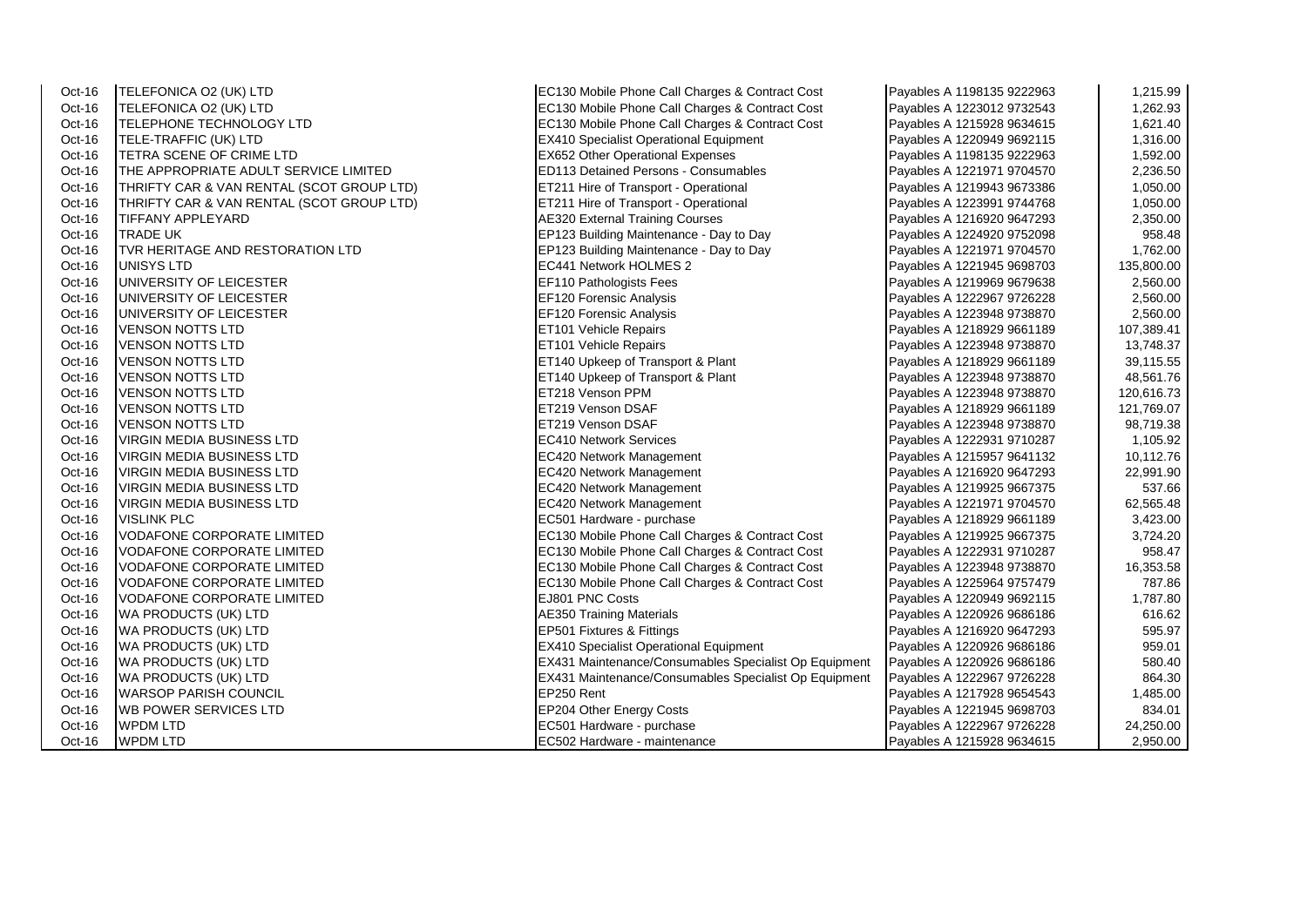| | | | | |
|---|---|---|---|---|
| Oct-16 | TELEFONICA O2 (UK) LTD | EC130 Mobile Phone Call Charges & Contract Cost | Payables A 1198135 9222963 | 1,215.99 |
| Oct-16 | TELEFONICA O2 (UK) LTD | EC130 Mobile Phone Call Charges & Contract Cost | Payables A 1223012 9732543 | 1,262.93 |
| Oct-16 | TELEPHONE TECHNOLOGY LTD | EC130 Mobile Phone Call Charges & Contract Cost | Payables A 1215928 9634615 | 1,621.40 |
| Oct-16 | TELE-TRAFFIC (UK) LTD | EX410 Specialist Operational Equipment | Payables A 1220949 9692115 | 1,316.00 |
| Oct-16 | TETRA SCENE OF CRIME LTD | EX652 Other Operational Expenses | Payables A 1198135 9222963 | 1,592.00 |
| Oct-16 | THE APPROPRIATE ADULT SERVICE LIMITED | ED113 Detained Persons - Consumables | Payables A 1221971 9704570 | 2,236.50 |
| Oct-16 | THRIFTY CAR & VAN RENTAL (SCOT GROUP LTD) | ET211 Hire of Transport - Operational | Payables A 1219943 9673386 | 1,050.00 |
| Oct-16 | THRIFTY CAR & VAN RENTAL (SCOT GROUP LTD) | ET211 Hire of Transport - Operational | Payables A 1223991 9744768 | 1,050.00 |
| Oct-16 | TIFFANY APPLEYARD | AE320 External Training Courses | Payables A 1216920 9647293 | 2,350.00 |
| Oct-16 | TRADE UK | EP123 Building Maintenance - Day to Day | Payables A 1224920 9752098 | 958.48 |
| Oct-16 | TVR HERITAGE AND RESTORATION LTD | EP123 Building Maintenance - Day to Day | Payables A 1221971 9704570 | 1,762.00 |
| Oct-16 | UNISYS LTD | EC441 Network HOLMES 2 | Payables A 1221945 9698703 | 135,800.00 |
| Oct-16 | UNIVERSITY OF LEICESTER | EF110 Pathologists Fees | Payables A 1219969 9679638 | 2,560.00 |
| Oct-16 | UNIVERSITY OF LEICESTER | EF120 Forensic Analysis | Payables A 1222967 9726228 | 2,560.00 |
| Oct-16 | UNIVERSITY OF LEICESTER | EF120 Forensic Analysis | Payables A 1223948 9738870 | 2,560.00 |
| Oct-16 | VENSON NOTTS LTD | ET101 Vehicle Repairs | Payables A 1218929 9661189 | 107,389.41 |
| Oct-16 | VENSON NOTTS LTD | ET101 Vehicle Repairs | Payables A 1223948 9738870 | 13,748.37 |
| Oct-16 | VENSON NOTTS LTD | ET140 Upkeep of Transport & Plant | Payables A 1218929 9661189 | 39,115.55 |
| Oct-16 | VENSON NOTTS LTD | ET140 Upkeep of Transport & Plant | Payables A 1223948 9738870 | 48,561.76 |
| Oct-16 | VENSON NOTTS LTD | ET218 Venson PPM | Payables A 1223948 9738870 | 120,616.73 |
| Oct-16 | VENSON NOTTS LTD | ET219 Venson DSAF | Payables A 1218929 9661189 | 121,769.07 |
| Oct-16 | VENSON NOTTS LTD | ET219 Venson DSAF | Payables A 1223948 9738870 | 98,719.38 |
| Oct-16 | VIRGIN MEDIA BUSINESS LTD | EC410 Network Services | Payables A 1222931 9710287 | 1,105.92 |
| Oct-16 | VIRGIN MEDIA BUSINESS LTD | EC420 Network Management | Payables A 1215957 9641132 | 10,112.76 |
| Oct-16 | VIRGIN MEDIA BUSINESS LTD | EC420 Network Management | Payables A 1216920 9647293 | 22,991.90 |
| Oct-16 | VIRGIN MEDIA BUSINESS LTD | EC420 Network Management | Payables A 1219925 9667375 | 537.66 |
| Oct-16 | VIRGIN MEDIA BUSINESS LTD | EC420 Network Management | Payables A 1221971 9704570 | 62,565.48 |
| Oct-16 | VISLINK PLC | EC501 Hardware - purchase | Payables A 1218929 9661189 | 3,423.00 |
| Oct-16 | VODAFONE CORPORATE LIMITED | EC130 Mobile Phone Call Charges & Contract Cost | Payables A 1219925 9667375 | 3,724.20 |
| Oct-16 | VODAFONE CORPORATE LIMITED | EC130 Mobile Phone Call Charges & Contract Cost | Payables A 1222931 9710287 | 958.47 |
| Oct-16 | VODAFONE CORPORATE LIMITED | EC130 Mobile Phone Call Charges & Contract Cost | Payables A 1223948 9738870 | 16,353.58 |
| Oct-16 | VODAFONE CORPORATE LIMITED | EC130 Mobile Phone Call Charges & Contract Cost | Payables A 1225964 9757479 | 787.86 |
| Oct-16 | VODAFONE CORPORATE LIMITED | EJ801 PNC Costs | Payables A 1220949 9692115 | 1,787.80 |
| Oct-16 | WA PRODUCTS (UK) LTD | AE350 Training Materials | Payables A 1220926 9686186 | 616.62 |
| Oct-16 | WA PRODUCTS (UK) LTD | EP501 Fixtures & Fittings | Payables A 1216920 9647293 | 595.97 |
| Oct-16 | WA PRODUCTS (UK) LTD | EX410 Specialist Operational Equipment | Payables A 1220926 9686186 | 959.01 |
| Oct-16 | WA PRODUCTS (UK) LTD | EX431 Maintenance/Consumables Specialist Op Equipment | Payables A 1220926 9686186 | 580.40 |
| Oct-16 | WA PRODUCTS (UK) LTD | EX431 Maintenance/Consumables Specialist Op Equipment | Payables A 1222967 9726228 | 864.30 |
| Oct-16 | WARSOP PARISH COUNCIL | EP250 Rent | Payables A 1217928 9654543 | 1,485.00 |
| Oct-16 | WB POWER SERVICES LTD | EP204 Other Energy Costs | Payables A 1221945 9698703 | 834.01 |
| Oct-16 | WPDM LTD | EC501 Hardware - purchase | Payables A 1222967 9726228 | 24,250.00 |
| Oct-16 | WPDM LTD | EC502 Hardware - maintenance | Payables A 1215928 9634615 | 2,950.00 |